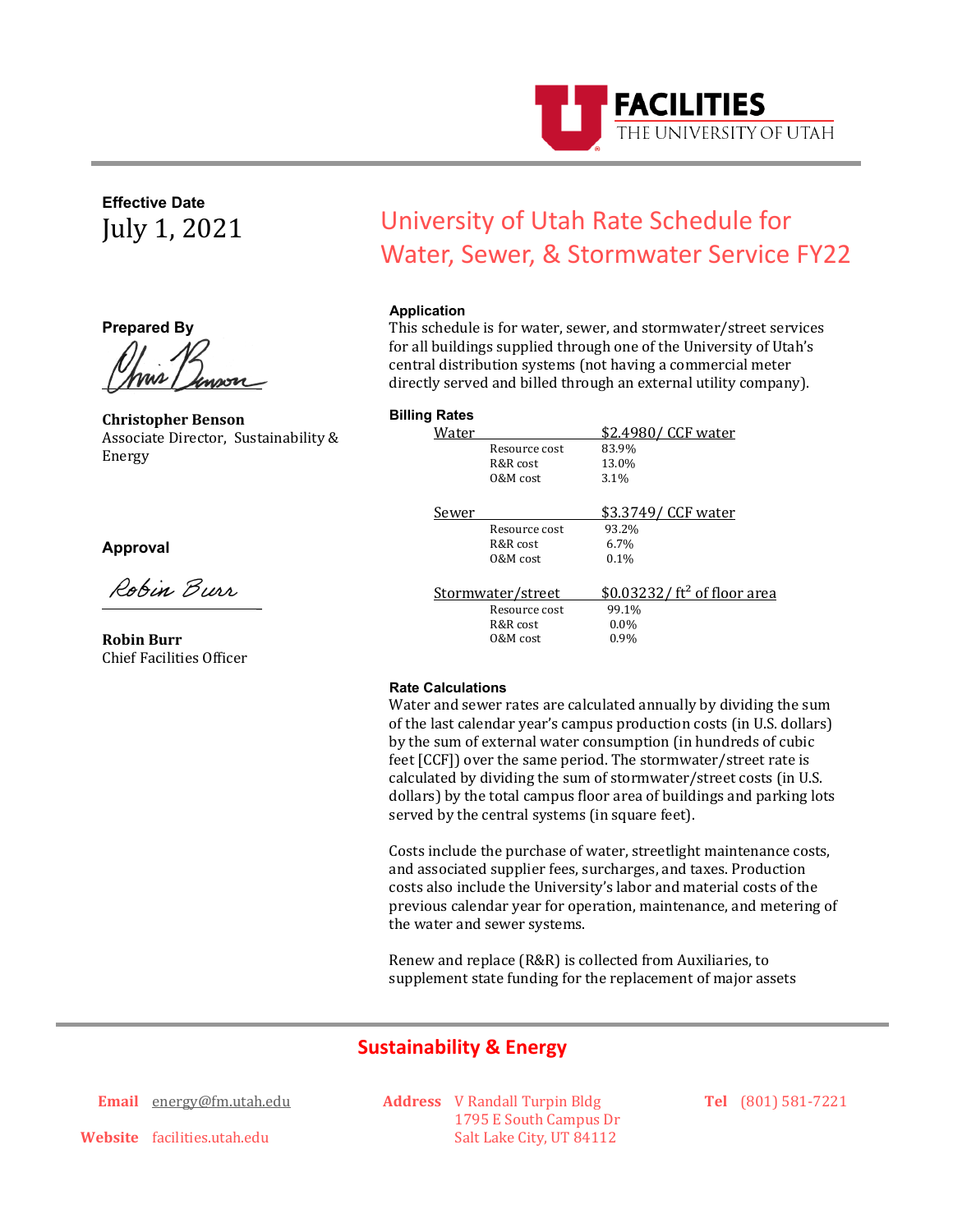FACILITIES
THE UNIVERSITY OF UTAH

**Effective Date**

July 1, 2021

# University of Utah Rate Schedule for Water, Sewer, & Stormwater Service FY22

**Prepared By**

**Christopher Benson**
Associate Director, Sustainability & Energy

**Approval**

**Robin Burr**
Chief Facilities Officer

### Application

This schedule is for water, sewer, and stormwater/street services for all buildings supplied through one of the University of Utah's central distribution systems (not having a commercial meter directly served and billed through an external utility company).

### Billing Rates

| Service | Rate |
|---|---|
| Water | $2.4980/ CCF water |
| Resource cost | 83.9% |
| R&R cost | 13.0% |
| O&M cost | 3.1% |
| Sewer | $3.3749/ CCF water |
| Resource cost | 93.2% |
| R&R cost | 6.7% |
| O&M cost | 0.1% |
| Stormwater/street | $0.03232/ $ft^2$ of floor area |
| Resource cost | 99.1% |
| R&R cost | 0.0% |
| O&M cost | 0.9% |

### Rate Calculations

Water and sewer rates are calculated annually by dividing the sum of the last calendar year's campus production costs (in U.S. dollars) by the sum of external water consumption (in hundreds of cubic feet [CCF]) over the same period. The stormwater/street rate is calculated by dividing the sum of stormwater/street costs (in U.S. dollars) by the total campus floor area of buildings and parking lots served by the central systems (in square feet).

Costs include the purchase of water, streetlight maintenance costs, and associated supplier fees, surcharges, and taxes. Production costs also include the University's labor and material costs of the previous calendar year for operation, maintenance, and metering of the water and sewer systems.

Renew and replace (R&R) is collected from Auxiliaries, to supplement state funding for the replacement of major assets

## Sustainability & Energy

**Email** energy@fm.utah.edu

**Website** facilities.utah.edu

**Address** V Randall Turpin Bldg
1795 E South Campus Dr
Salt Lake City, UT 84112

**Tel** (801) 581-7221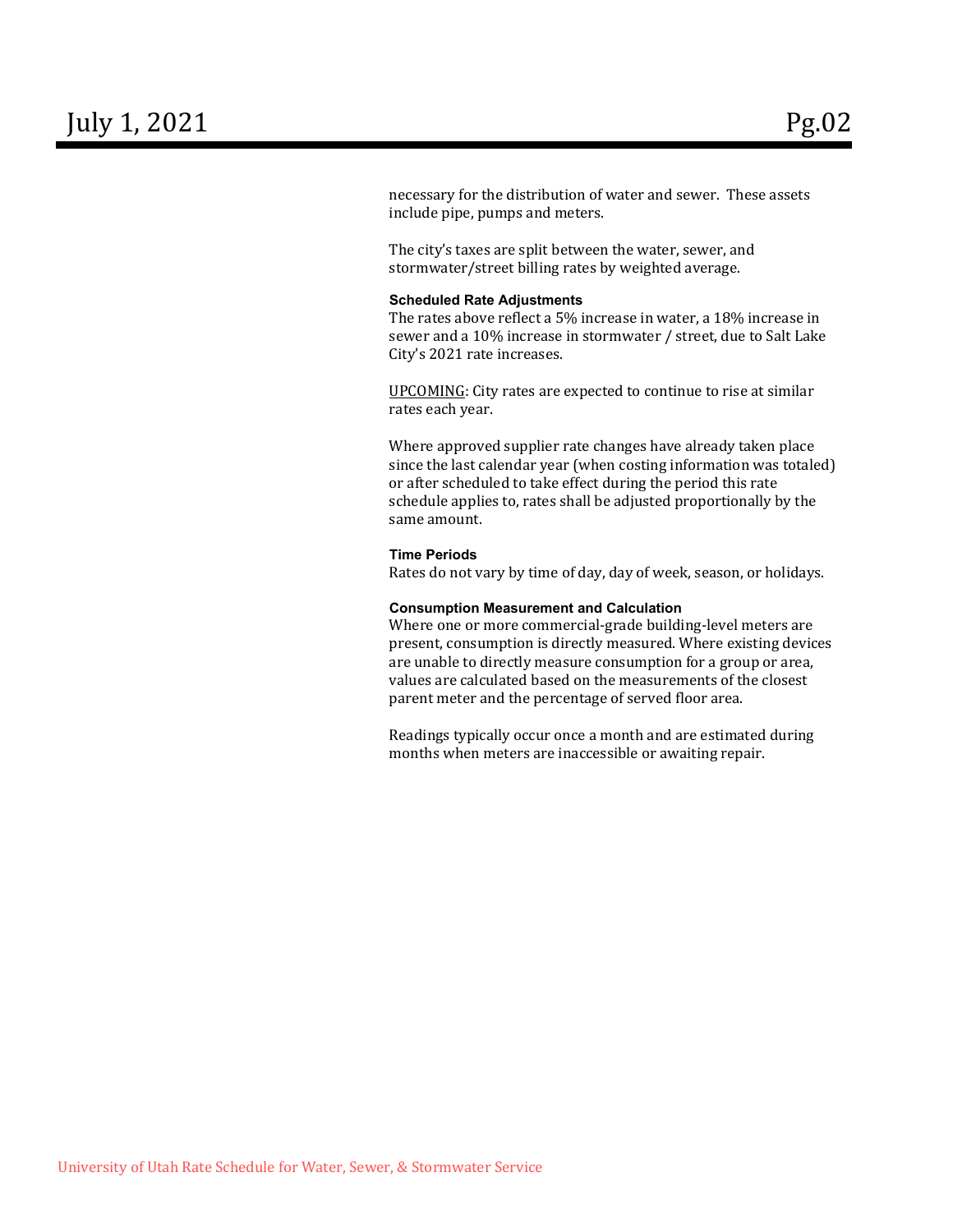necessary for the distribution of water and sewer. These assets include pipe, pumps and meters.

The city's taxes are split between the water, sewer, and stormwater/street billing rates by weighted average.

**Scheduled Rate Adjustments**

The rates above reflect a 5% increase in water, a 18% increase in sewer and a 10% increase in stormwater / street, due to Salt Lake City's 2021 rate increases.

UPCOMING: City rates are expected to continue to rise at similar rates each year.

Where approved supplier rate changes have already taken place since the last calendar year (when costing information was totaled) or after scheduled to take effect during the period this rate schedule applies to, rates shall be adjusted proportionally by the same amount.

**Time Periods**

Rates do not vary by time of day, day of week, season, or holidays.

**Consumption Measurement and Calculation**

Where one or more commercial-grade building-level meters are present, consumption is directly measured. Where existing devices are unable to directly measure consumption for a group or area, values are calculated based on the measurements of the closest parent meter and the percentage of served floor area.

Readings typically occur once a month and are estimated during months when meters are inaccessible or awaiting repair.